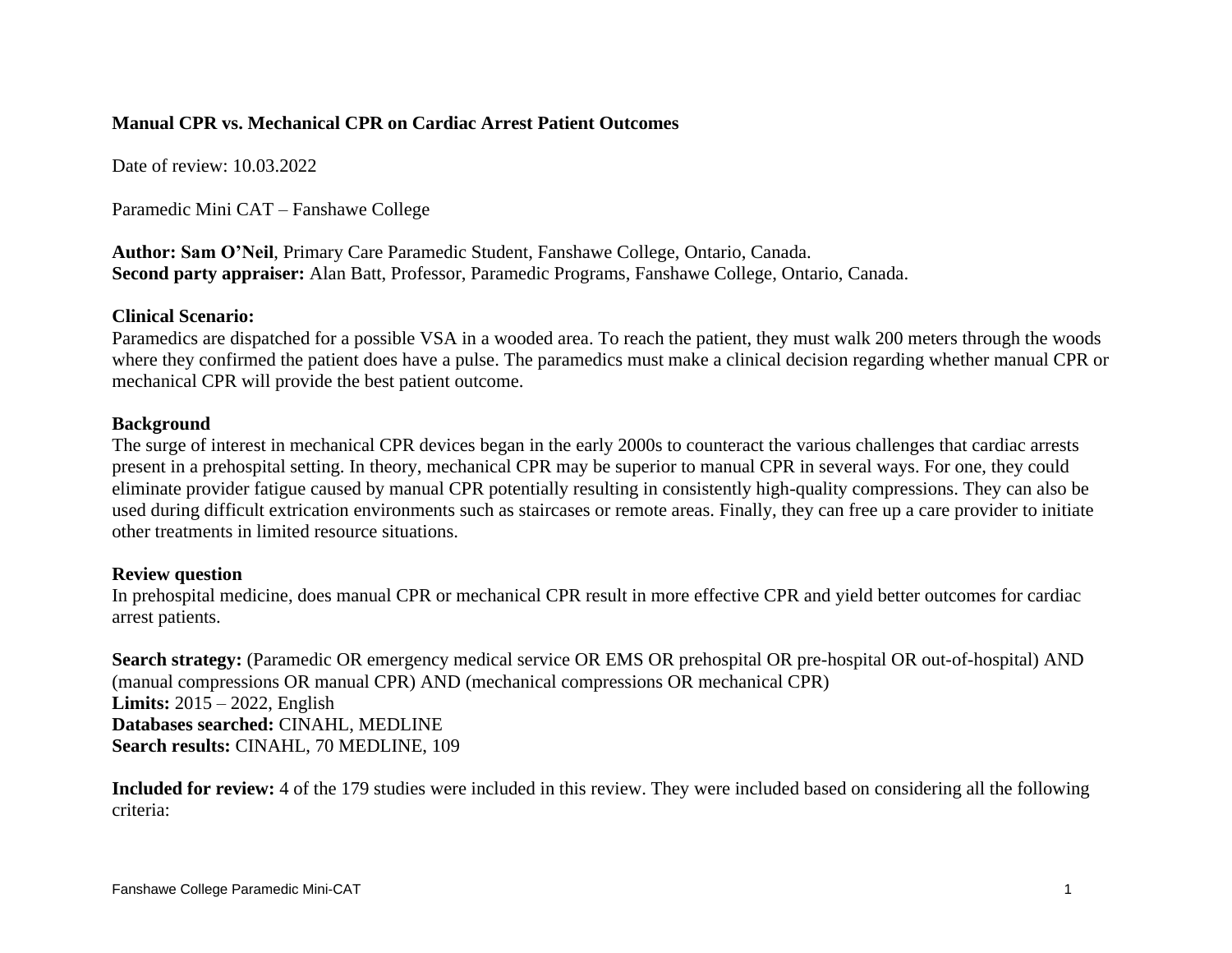# Manual CPR vs. Mechanical CPR on Cardiac Arrest Patient Outcomes

Date of review: 10.03.2022

Paramedic Mini CAT – Fanshawe College

**Author: Sam O'Neil**, Primary Care Paramedic Student, Fanshawe College, Ontario, Canada.
**Second party appraiser:** Alan Batt, Professor, Paramedic Programs, Fanshawe College, Ontario, Canada.

**Clinical Scenario:**
Paramedics are dispatched for a possible VSA in a wooded area. To reach the patient, they must walk 200 meters through the woods where they confirmed the patient does have a pulse. The paramedics must make a clinical decision regarding whether manual CPR or mechanical CPR will provide the best patient outcome.

**Background**
The surge of interest in mechanical CPR devices began in the early 2000s to counteract the various challenges that cardiac arrests present in a prehospital setting. In theory, mechanical CPR may be superior to manual CPR in several ways. For one, they could eliminate provider fatigue caused by manual CPR potentially resulting in consistently high-quality compressions. They can also be used during difficult extrication environments such as staircases or remote areas. Finally, they can free up a care provider to initiate other treatments in limited resource situations.

**Review question**
In prehospital medicine, does manual CPR or mechanical CPR result in more effective CPR and yield better outcomes for cardiac arrest patients.

**Search strategy:** (Paramedic OR emergency medical service OR EMS OR prehospital OR pre-hospital OR out-of-hospital) AND (manual compressions OR manual CPR) AND (mechanical compressions OR mechanical CPR)
**Limits:** 2015 – 2022, English
**Databases searched:** CINAHL, MEDLINE
**Search results:** CINAHL, 70 MEDLINE, 109

**Included for review:** 4 of the 179 studies were included in this review. They were included based on considering all the following criteria: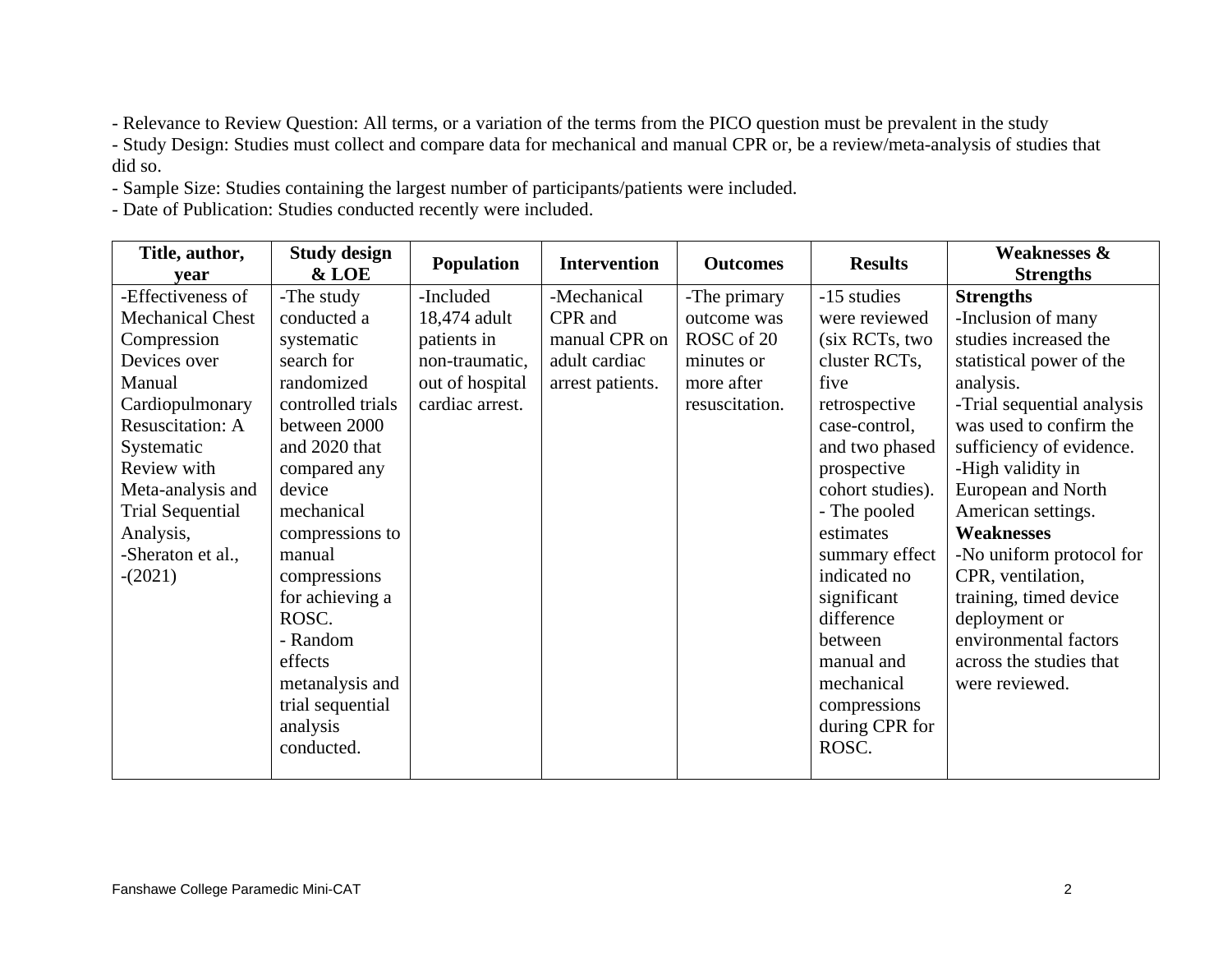- Relevance to Review Question: All terms, or a variation of the terms from the PICO question must be prevalent in the study
- Study Design: Studies must collect and compare data for mechanical and manual CPR or, be a review/meta-analysis of studies that did so.
- Sample Size: Studies containing the largest number of participants/patients were included.
- Date of Publication: Studies conducted recently were included.

| Title, author, year | Study design & LOE | Population | Intervention | Outcomes | Results | Weaknesses & Strengths |
|---|---|---|---|---|---|---|
| -Effectiveness of Mechanical Chest Compression Devices over Manual Cardiopulmonary Resuscitation: A Systematic Review with Meta-analysis and Trial Sequential Analysis, -Sheraton et al., -(2021) | -The study conducted a systematic search for randomized controlled trials between 2000 and 2020 that compared any device mechanical compressions to manual compressions for achieving a ROSC. - Random effects metanalysis and trial sequential analysis conducted. | -Included 18,474 adult patients in non-traumatic, out of hospital cardiac arrest. | -Mechanical CPR and manual CPR on adult cardiac arrest patients. | -The primary outcome was ROSC of 20 minutes or more after resuscitation. | -15 studies were reviewed (six RCTs, two cluster RCTs, five retrospective case-control, and two phased prospective cohort studies). - The pooled estimates summary effect indicated no significant difference between manual and mechanical compressions during CPR for ROSC. | **Strengths** -Inclusion of many studies increased the statistical power of the analysis. -Trial sequential analysis was used to confirm the sufficiency of evidence. -High validity in European and North American settings. **Weaknesses** -No uniform protocol for CPR, ventilation, training, timed device deployment or environmental factors across the studies that were reviewed. |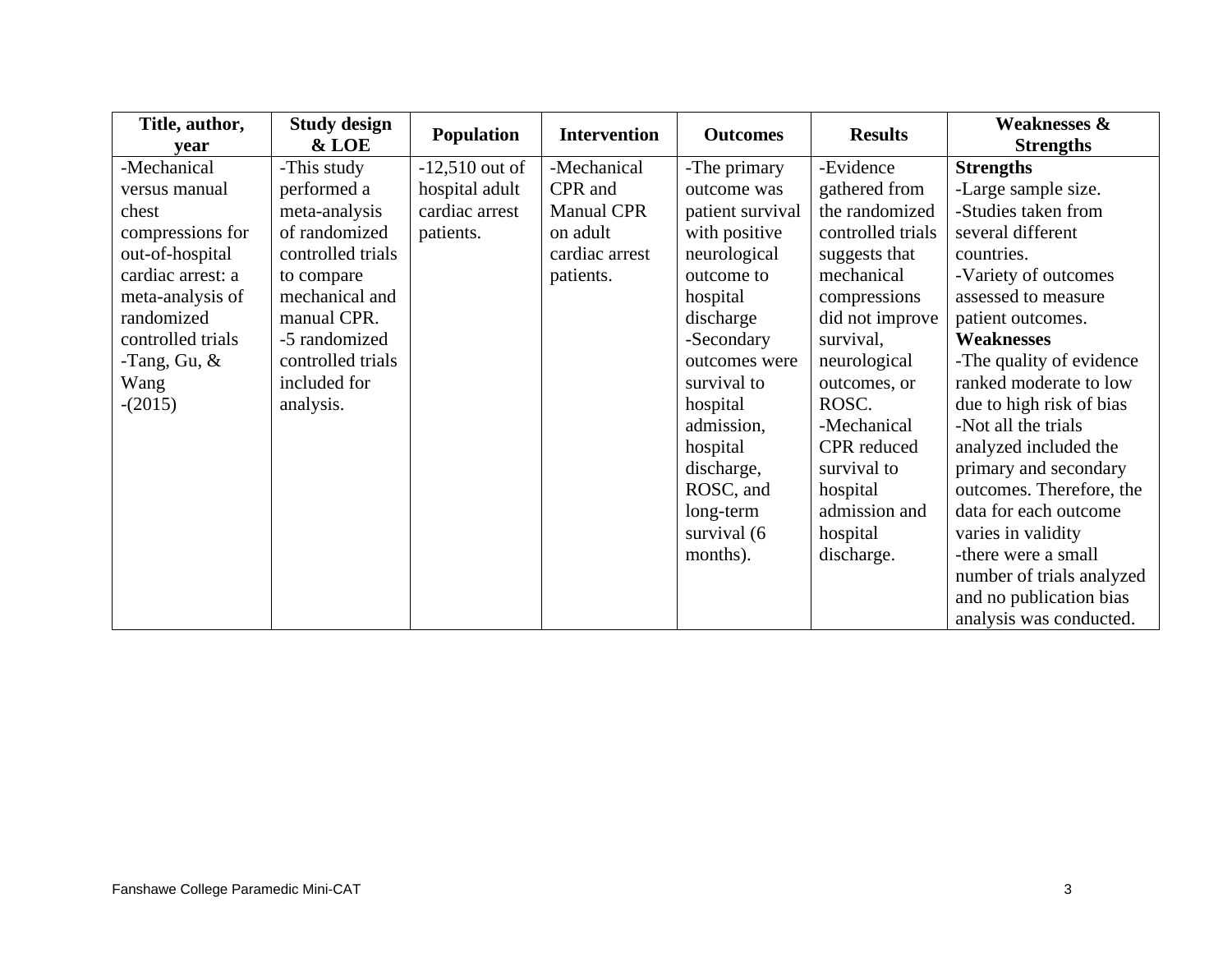| Title, author, year | Study design & LOE | Population | Intervention | Outcomes | Results | Weaknesses & Strengths |
|---|---|---|---|---|---|---|
| -Mechanical versus manual chest compressions for out-of-hospital cardiac arrest: a meta-analysis of randomized controlled trials<br>-Tang, Gu, & Wang<br>-(2015) | -This study performed a meta-analysis of randomized controlled trials to compare mechanical and manual CPR.<br>-5 randomized controlled trials included for analysis. | -12,510 out of hospital adult cardiac arrest patients. | -Mechanical CPR and Manual CPR on adult cardiac arrest patients. | -The primary outcome was patient survival with positive neurological outcome to hospital discharge<br>-Secondary outcomes were survival to hospital admission, hospital discharge, ROSC, and long-term survival (6 months). | -Evidence gathered from the randomized controlled trials suggests that mechanical compressions did not improve survival, neurological outcomes, or ROSC.<br>-Mechanical CPR reduced survival to hospital admission and hospital discharge. | **Strengths**<br>-Large sample size.<br>-Studies taken from several different countries.<br>-Variety of outcomes assessed to measure patient outcomes.<br>**Weaknesses**<br>-The quality of evidence ranked moderate to low due to high risk of bias<br>-Not all the trials analyzed included the primary and secondary outcomes. Therefore, the data for each outcome varies in validity<br>-there were a small number of trials analyzed and no publication bias analysis was conducted. |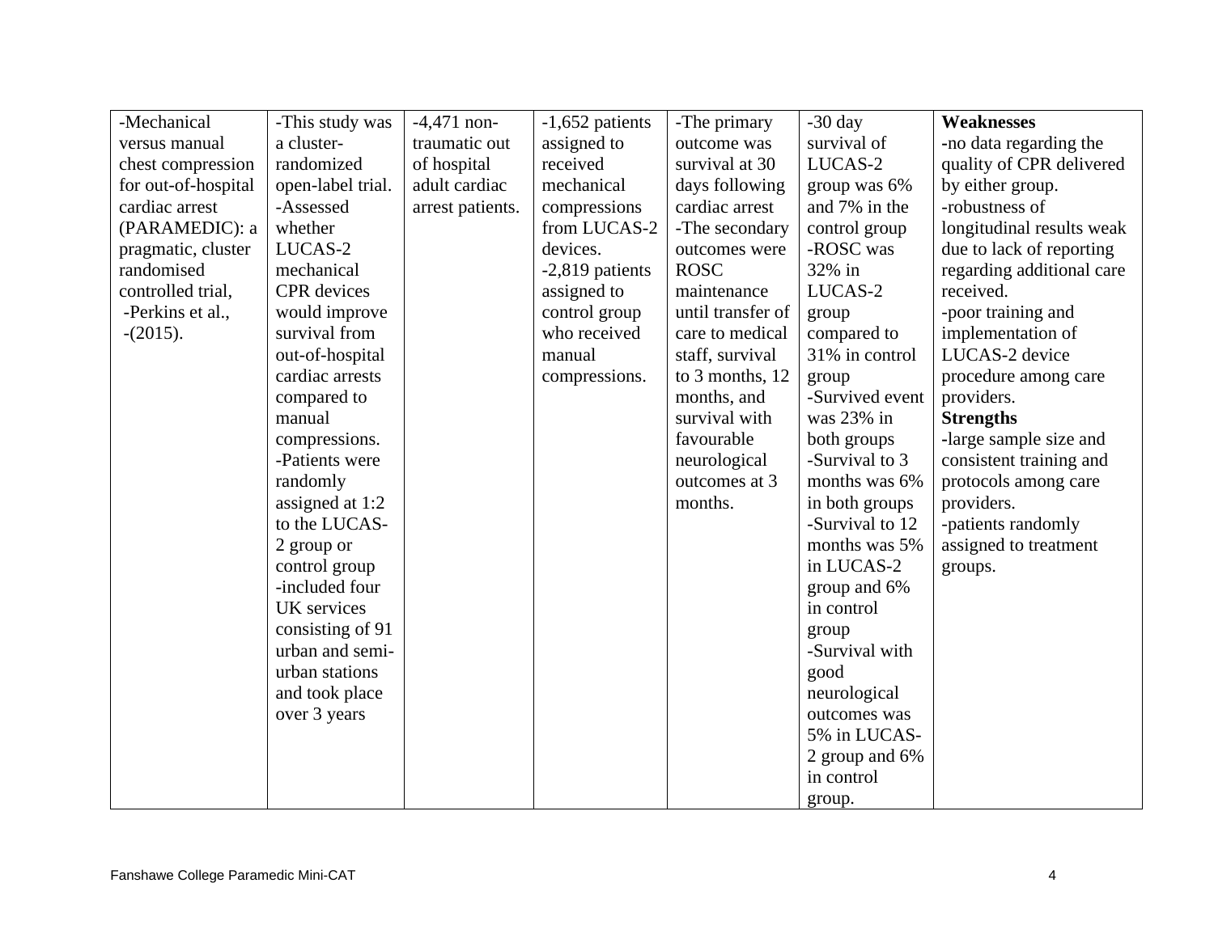| -Mechanical versus manual chest compression for out-of-hospital cardiac arrest (PARAMEDIC): a pragmatic, cluster randomised controlled trial, -Perkins et al., -(2015). | -This study was a cluster-randomized open-label trial. -Assessed whether LUCAS-2 mechanical CPR devices would improve survival from out-of-hospital cardiac arrests compared to manual compressions. -Patients were randomly assigned at 1:2 to the LUCAS-2 group or control group -included four UK services consisting of 91 urban and semi-urban stations and took place over 3 years | -4,471 non-traumatic out of hospital adult cardiac arrest patients. | -1,652 patients assigned to received mechanical compressions from LUCAS-2 devices. -2,819 patients assigned to control group who received manual compressions. | -The primary outcome was survival at 30 days following cardiac arrest -The secondary outcomes were ROSC maintenance until transfer of care to medical staff, survival to 3 months, 12 months, and survival with favourable neurological outcomes at 3 months. | -30 day survival of LUCAS-2 group was 6% and 7% in the control group -ROSC was 32% in LUCAS-2 group compared to 31% in control group -Survived event was 23% in both groups -Survival to 3 months was 6% in both groups -Survival to 12 months was 5% in LUCAS-2 group and 6% in control group -Survival with good neurological outcomes was 5% in LUCAS-2 group and 6% in control group. | **Weaknesses** -no data regarding the quality of CPR delivered by either group. -robustness of longitudinal results weak due to lack of reporting regarding additional care received. -poor training and implementation of LUCAS-2 device procedure among care providers. **Strengths** -large sample size and consistent training and protocols among care providers. -patients randomly assigned to treatment groups. |
|---|---|---|---|---|---|---|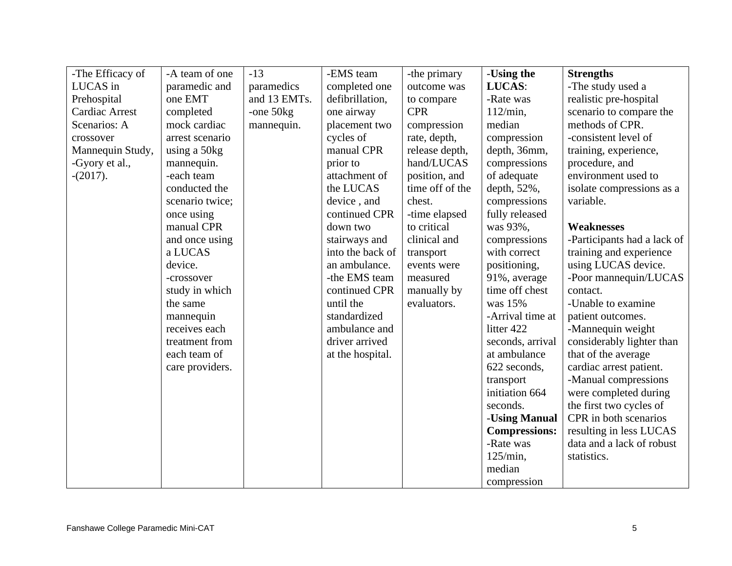| -The Efficacy of LUCAS in Prehospital Cardiac Arrest Scenarios: A crossover Mannequin Study, -Gyory et al., -(2017). | -A team of one paramedic and one EMT completed mock cardiac arrest scenario using a 50kg mannequin. -each team conducted the scenario twice; once using manual CPR and once using a LUCAS device. -crossover study in which the same mannequin receives each treatment from each team of care providers. | -13 paramedics and 13 EMTs. -one 50kg mannequin. | -EMS team completed one defibrillation, one airway placement two cycles of manual CPR prior to attachment of the LUCAS device , and continued CPR down two stairways and into the back of an ambulance. -the EMS team continued CPR until the standardized ambulance and driver arrived at the hospital. | -the primary outcome was to compare CPR compression rate, depth, release depth, hand/LUCAS position, and time off of the chest. -time elapsed to critical clinical and transport events were measured manually by evaluators. | -**Using the LUCAS**: -Rate was 112/min, median compression depth, 36mm, compressions of adequate depth, 52%, compressions fully released was 93%, compressions with correct positioning, 91%, average time off chest was 15% -Arrival time at litter 422 seconds, arrival at ambulance 622 seconds, transport initiation 664 seconds. -**Using Manual Compressions:** -Rate was 125/min, median compression | **Strengths** -The study used a realistic pre-hospital scenario to compare the methods of CPR. -consistent level of training, experience, procedure, and environment used to isolate compressions as a variable. **Weaknesses** -Participants had a lack of training and experience using LUCAS device. -Poor mannequin/LUCAS contact. -Unable to examine patient outcomes. -Mannequin weight considerably lighter than that of the average cardiac arrest patient. -Manual compressions were completed during the first two cycles of CPR in both scenarios resulting in less LUCAS data and a lack of robust statistics. |
|---|---|---|---|---|---|---|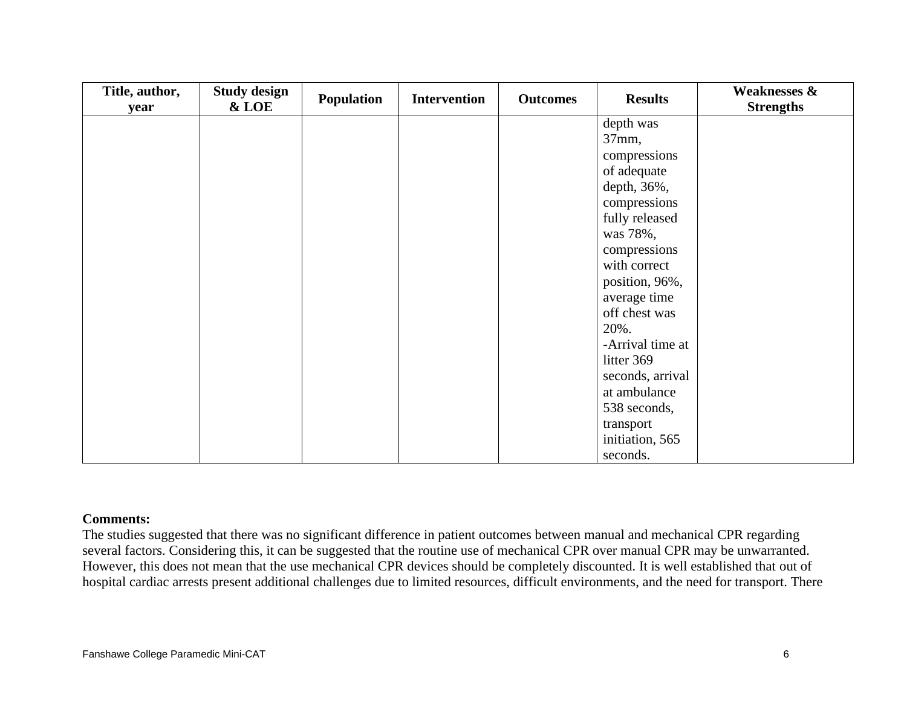| Title, author, year | Study design & LOE | Population | Intervention | Outcomes | Results | Weaknesses & Strengths |
|---|---|---|---|---|---|---|
| | | | | | depth was 37mm, compressions of adequate depth, 36%, compressions fully released was 78%, compressions with correct position, 96%, average time off chest was 20%.<br>-Arrival time at litter 369 seconds, arrival at ambulance 538 seconds, transport initiation, 565 seconds. | |

**Comments:**

The studies suggested that there was no significant difference in patient outcomes between manual and mechanical CPR regarding several factors. Considering this, it can be suggested that the routine use of mechanical CPR over manual CPR may be unwarranted. However, this does not mean that the use mechanical CPR devices should be completely discounted. It is well established that out of hospital cardiac arrests present additional challenges due to limited resources, difficult environments, and the need for transport. There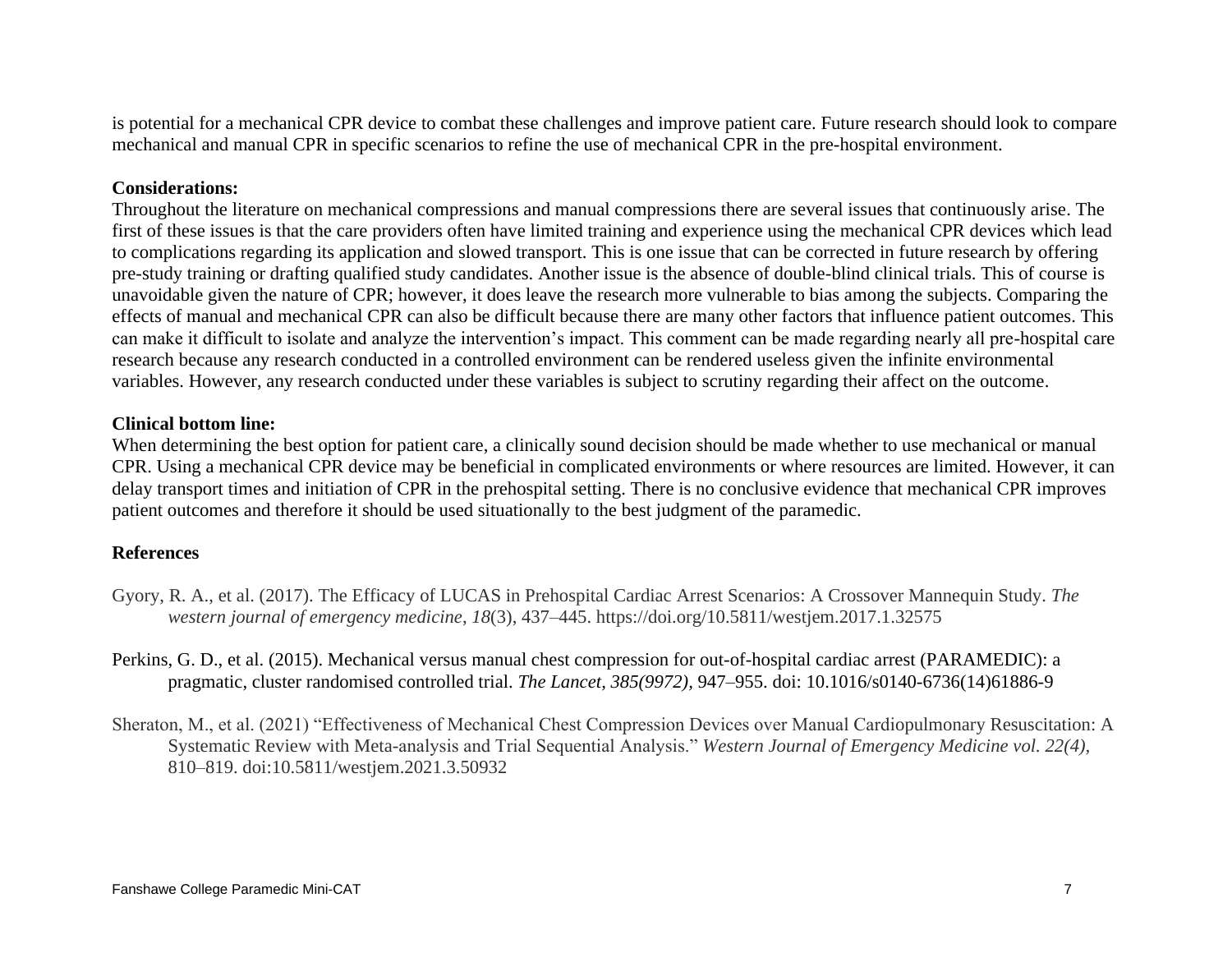is potential for a mechanical CPR device to combat these challenges and improve patient care. Future research should look to compare mechanical and manual CPR in specific scenarios to refine the use of mechanical CPR in the pre-hospital environment.

**Considerations:**

Throughout the literature on mechanical compressions and manual compressions there are several issues that continuously arise. The first of these issues is that the care providers often have limited training and experience using the mechanical CPR devices which lead to complications regarding its application and slowed transport. This is one issue that can be corrected in future research by offering pre-study training or drafting qualified study candidates. Another issue is the absence of double-blind clinical trials. This of course is unavoidable given the nature of CPR; however, it does leave the research more vulnerable to bias among the subjects. Comparing the effects of manual and mechanical CPR can also be difficult because there are many other factors that influence patient outcomes. This can make it difficult to isolate and analyze the intervention's impact. This comment can be made regarding nearly all pre-hospital care research because any research conducted in a controlled environment can be rendered useless given the infinite environmental variables. However, any research conducted under these variables is subject to scrutiny regarding their affect on the outcome.

**Clinical bottom line:**

When determining the best option for patient care, a clinically sound decision should be made whether to use mechanical or manual CPR. Using a mechanical CPR device may be beneficial in complicated environments or where resources are limited. However, it can delay transport times and initiation of CPR in the prehospital setting. There is no conclusive evidence that mechanical CPR improves patient outcomes and therefore it should be used situationally to the best judgment of the paramedic.

**References**

Gyory, R. A., et al. (2017). The Efficacy of LUCAS in Prehospital Cardiac Arrest Scenarios: A Crossover Mannequin Study. *The western journal of emergency medicine*, *18*(3), 437–445. https://doi.org/10.5811/westjem.2017.1.32575

Perkins, G. D., et al. (2015). Mechanical versus manual chest compression for out-of-hospital cardiac arrest (PARAMEDIC): a pragmatic, cluster randomised controlled trial. *The Lancet, 385(9972),* 947–955. doi: 10.1016/s0140-6736(14)61886-9

Sheraton, M., et al. (2021) "Effectiveness of Mechanical Chest Compression Devices over Manual Cardiopulmonary Resuscitation: A Systematic Review with Meta-analysis and Trial Sequential Analysis." *Western Journal of Emergency Medicine vol. 22(4),* 810–819. doi:10.5811/westjem.2021.3.50932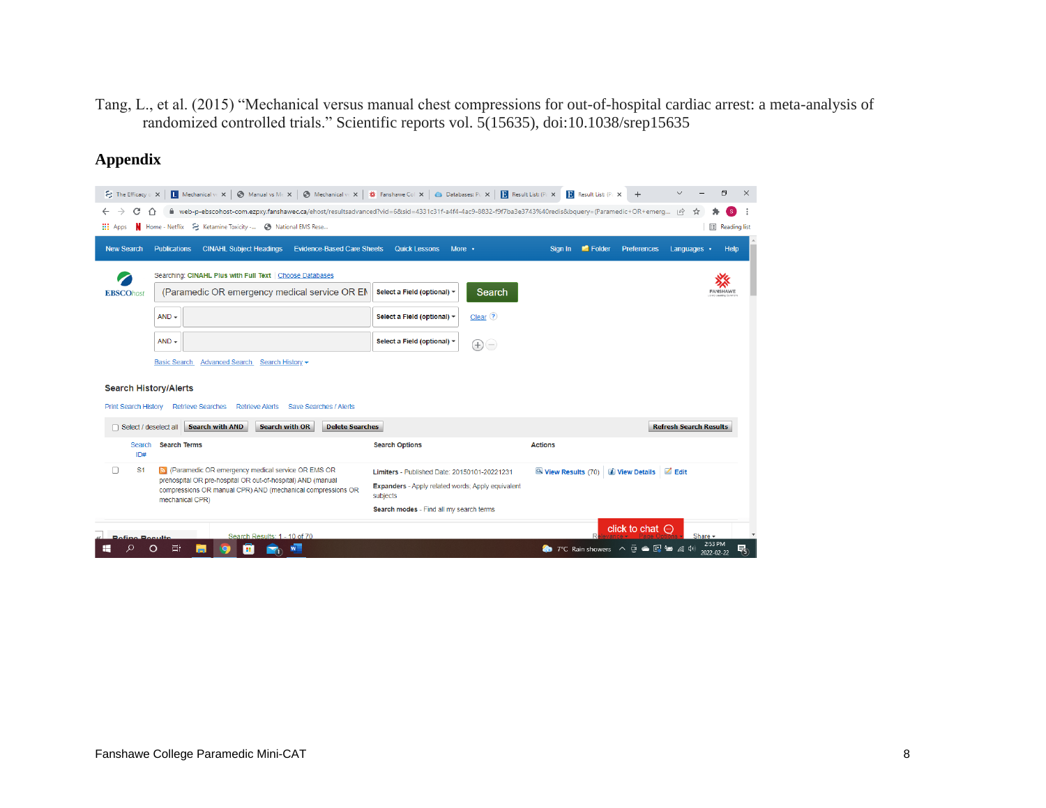Tang, L., et al. (2015) “Mechanical versus manual chest compressions for out-of-hospital cardiac arrest: a meta-analysis of randomized controlled trials.” Scientific reports vol. 5(15635), doi:10.1038/srep15635

## Appendix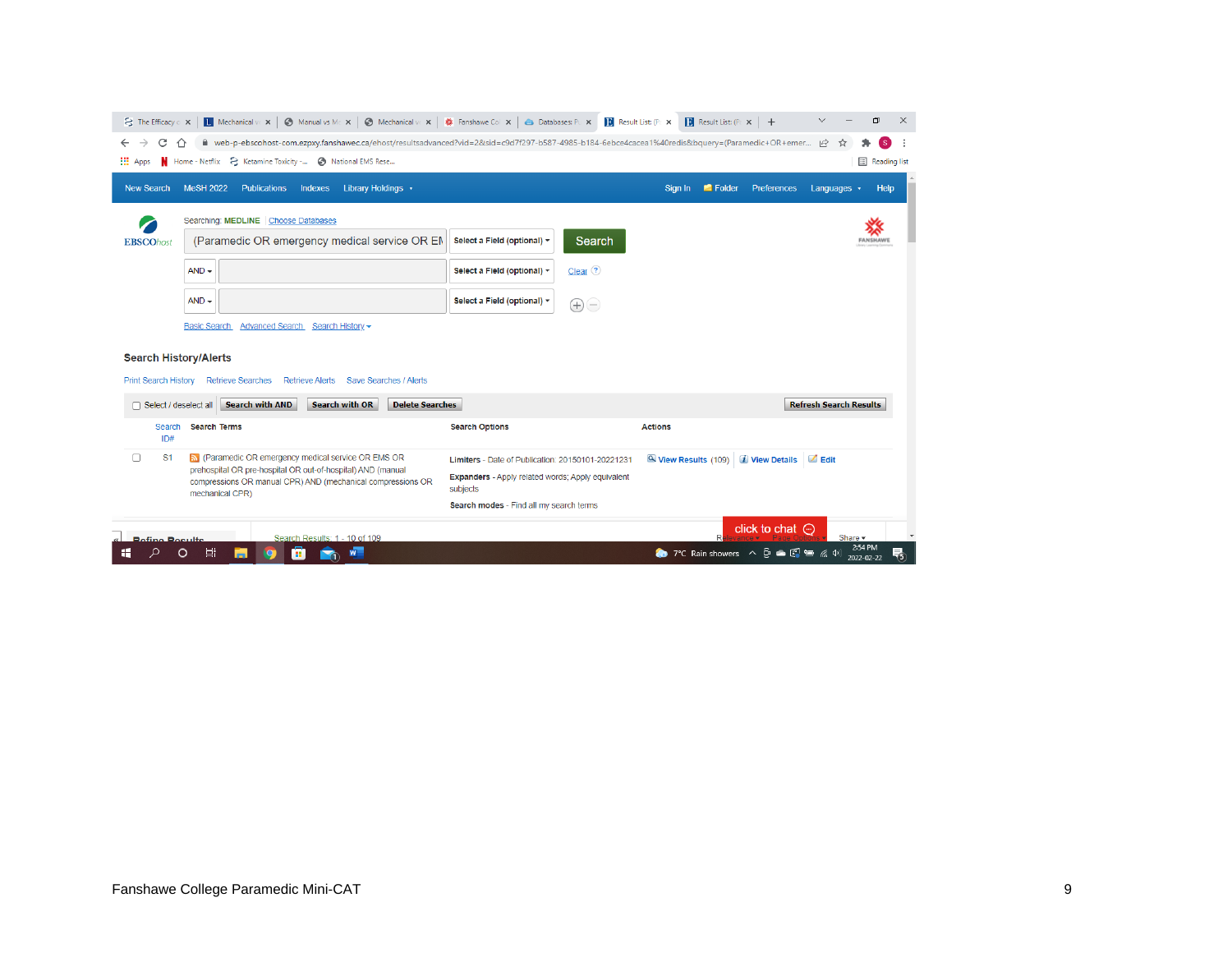Searching: MEDLINE | Choose Databases

(Paramedic OR emergency medical service OR EM

Search History/Alerts

Print Search History | Retrieve Searches | Retrieve Alerts | Save Searches / Alerts

| Search ID# | Search Terms | Search Options | Actions |
| --- | --- | --- | --- |
| S1 | (Paramedic OR emergency medical service OR EMS OR prehospital OR pre-hospital OR out-of-hospital) AND (manual compressions OR manual CPR) AND (mechanical compressions OR mechanical CPR) | Limiters - Date of Publication: 20150101-20221231<br>Expanders - Apply related words; Apply equivalent subjects<br>Search modes - Find all my search terms | View Results (109) View Details Edit |

Search Results: 1 - 10 of 109